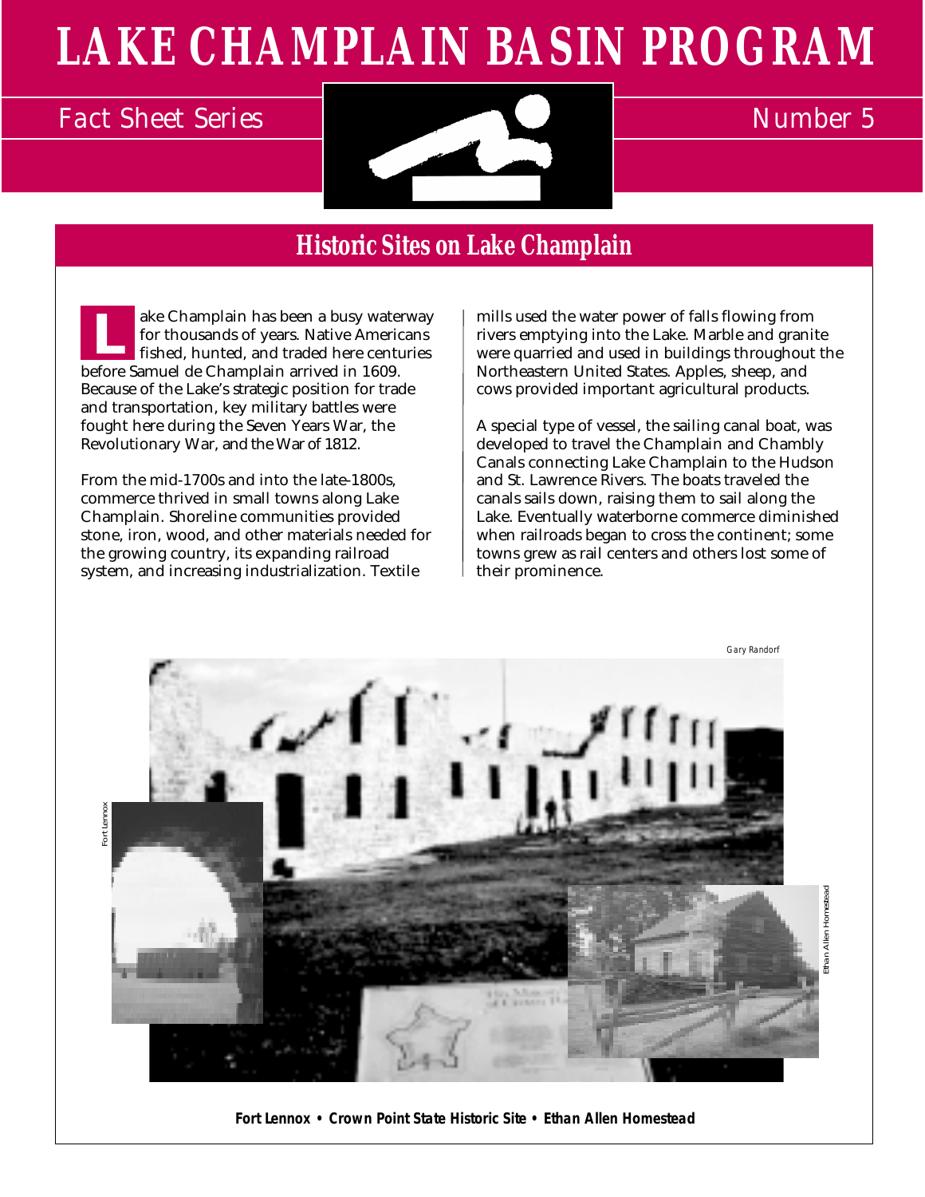# LAKE CHAMPLAIN BASIN PROGRAM

Fact Sheet Series — Number 5

## Historic Sites on Lake Champlain

Lake Champlain has been a busy waterway for thousands of years. Native Americans fished, hunted, and traded here centuries before Samuel de Champlain arrived in 1609. Because of the Lake's strategic position for trade and transportation, key military battles were fought here during the Seven Years War, the Revolutionary War, and the War of 1812.

From the mid-1700s and into the late-1800s, commerce thrived in small towns along Lake Champlain. Shoreline communities provided stone, iron, wood, and other materials needed for the growing country, its expanding railroad system, and increasing industrialization. Textile mills used the water power of falls flowing from rivers emptying into the Lake. Marble and granite were quarried and used in buildings throughout the Northeastern United States. Apples, sheep, and cows provided important agricultural products.

A special type of vessel, the sailing canal boat, was developed to travel the Champlain and Chambly Canals connecting Lake Champlain to the Hudson and St. Lawrence Rivers. The boats traveled the canals sails down, raising them to sail along the Lake. Eventually waterborne commerce diminished when railroads began to cross the continent; some towns grew as rail centers and others lost some of their prominence.

Gary Randorf

Fort Lennox

Ethan Allen Homestead

**Fort Lennox • Crown Point State Historic Site • Ethan Allen Homestead**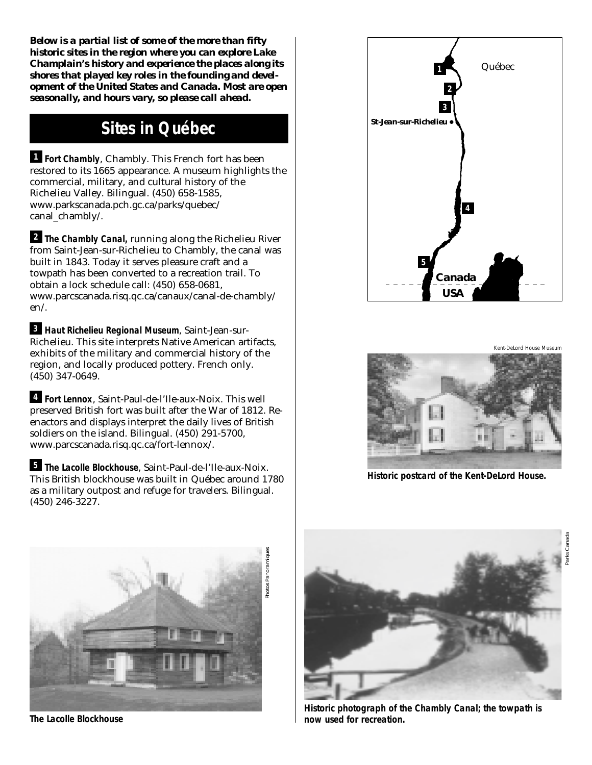**Below is a partial list of some of the more than fifty historic sites in the region where you can explore Lake Champlain's history and experience the places along its shores that played key roles in the founding and development of the United States and Canada. Most are open seasonally, and hours vary, so please call ahead.**

## Sites in Québec

**1** ***Fort Chambly***, Chambly. This French fort has been restored to its 1665 appearance. A museum highlights the commercial, military, and cultural history of the Richelieu Valley. Bilingual. (450) 658-1585, www.parkscanada.pch.gc.ca/parks/quebec/canal_chambly/.

**2** ***The Chambly Canal,*** running along the Richelieu River from Saint-Jean-sur-Richelieu to Chambly, the canal was built in 1843. Today it serves pleasure craft and a towpath has been converted to a recreation trail. To obtain a lock schedule call: (450) 658-0681, www.parcscanada.risq.qc.ca/canaux/canal-de-chambly/en/.

**3** ***Haut Richelieu Regional Museum***, Saint-Jean-sur-Richelieu. This site interprets Native American artifacts, exhibits of the military and commercial history of the region, and locally produced pottery. French only. (450) 347-0649.

**4** ***Fort Lennox***, Saint-Paul-de-l'Ile-aux-Noix. This well preserved British fort was built after the War of 1812. Re-enactors and displays interpret the daily lives of British soldiers on the island. Bilingual. (450) 291-5700, www.parcscanada.risq.qc.ca/fort-lennox/.

**5** ***The Lacolle Blockhouse***, Saint-Paul-de-l'Ile-aux-Noix. This British blockhouse was built in Québec around 1780 as a military outpost and refuge for travelers. Bilingual. (450) 246-3227.

Québec
St-Jean-sur-Richelieu
Canada
USA

Kent-DeLord House Museum

**Historic postcard of the Kent-DeLord House.**

Photos Panoramiques

**The Lacolle Blockhouse**

Parks Canada

**Historic photograph of the Chambly Canal; the towpath is now used for recreation.**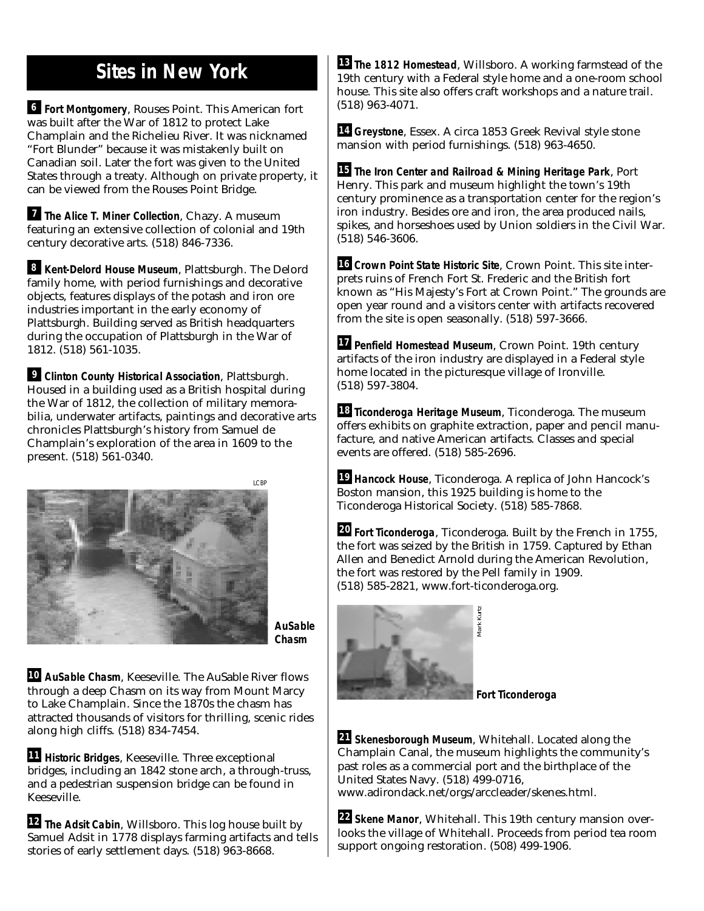# Sites in New York

**6 Fort Montgomery**, Rouses Point. This American fort was built after the War of 1812 to protect Lake Champlain and the Richelieu River. It was nicknamed "Fort Blunder" because it was mistakenly built on Canadian soil. Later the fort was given to the United States through a treaty. Although on private property, it can be viewed from the Rouses Point Bridge.

**7 The Alice T. Miner Collection**, Chazy. A museum featuring an extensive collection of colonial and 19th century decorative arts. (518) 846-7336.

**8 Kent-Delord House Museum**, Plattsburgh. The Delord family home, with period furnishings and decorative objects, features displays of the potash and iron ore industries important in the early economy of Plattsburgh. Building served as British headquarters during the occupation of Plattsburgh in the War of 1812. (518) 561-1035.

**9 Clinton County Historical Association**, Plattsburgh. Housed in a building used as a British hospital during the War of 1812, the collection of military memorabilia, underwater artifacts, paintings and decorative arts chronicles Plattsburgh's history from Samuel de Champlain's exploration of the area in 1609 to the present. (518) 561-0340.

LCBP

**AuSable Chasm**

**10 AuSable Chasm**, Keeseville. The AuSable River flows through a deep Chasm on its way from Mount Marcy to Lake Champlain. Since the 1870s the chasm has attracted thousands of visitors for thrilling, scenic rides along high cliffs. (518) 834-7454.

**11 Historic Bridges**, Keeseville. Three exceptional bridges, including an 1842 stone arch, a through-truss, and a pedestrian suspension bridge can be found in Keeseville.

**12 The Adsit Cabin**, Willsboro. This log house built by Samuel Adsit in 1778 displays farming artifacts and tells stories of early settlement days. (518) 963-8668.

**13 The 1812 Homestead**, Willsboro. A working farmstead of the 19th century with a Federal style home and a one-room school house. This site also offers craft workshops and a nature trail. (518) 963-4071.

**14 Greystone**, Essex. A circa 1853 Greek Revival style stone mansion with period furnishings. (518) 963-4650.

**15 The Iron Center and Railroad & Mining Heritage Park**, Port Henry. This park and museum highlight the town's 19th century prominence as a transportation center for the region's iron industry. Besides ore and iron, the area produced nails, spikes, and horseshoes used by Union soldiers in the Civil War. (518) 546-3606.

**16 Crown Point State Historic Site**, Crown Point. This site interprets ruins of French Fort St. Frederic and the British fort known as "His Majesty's Fort at Crown Point." The grounds are open year round and a visitors center with artifacts recovered from the site is open seasonally. (518) 597-3666.

**17 Penfield Homestead Museum**, Crown Point. 19th century artifacts of the iron industry are displayed in a Federal style home located in the picturesque village of Ironville. (518) 597-3804.

**18 Ticonderoga Heritage Museum**, Ticonderoga. The museum offers exhibits on graphite extraction, paper and pencil manufacture, and native American artifacts. Classes and special events are offered. (518) 585-2696.

**19 Hancock House**, Ticonderoga. A replica of John Hancock's Boston mansion, this 1925 building is home to the Ticonderoga Historical Society. (518) 585-7868.

**20 Fort Ticonderoga**, Ticonderoga. Built by the French in 1755, the fort was seized by the British in 1759. Captured by Ethan Allen and Benedict Arnold during the American Revolution, the fort was restored by the Pell family in 1909. (518) 585-2821, www.fort-ticonderoga.org.

Mark Kurtz

**Fort Ticonderoga**

**21 Skenesborough Museum**, Whitehall. Located along the Champlain Canal, the museum highlights the community's past roles as a commercial port and the birthplace of the United States Navy. (518) 499-0716, www.adirondack.net/orgs/arccleader/skenes.html.

**22 Skene Manor**, Whitehall. This 19th century mansion overlooks the village of Whitehall. Proceeds from period tea room support ongoing restoration. (508) 499-1906.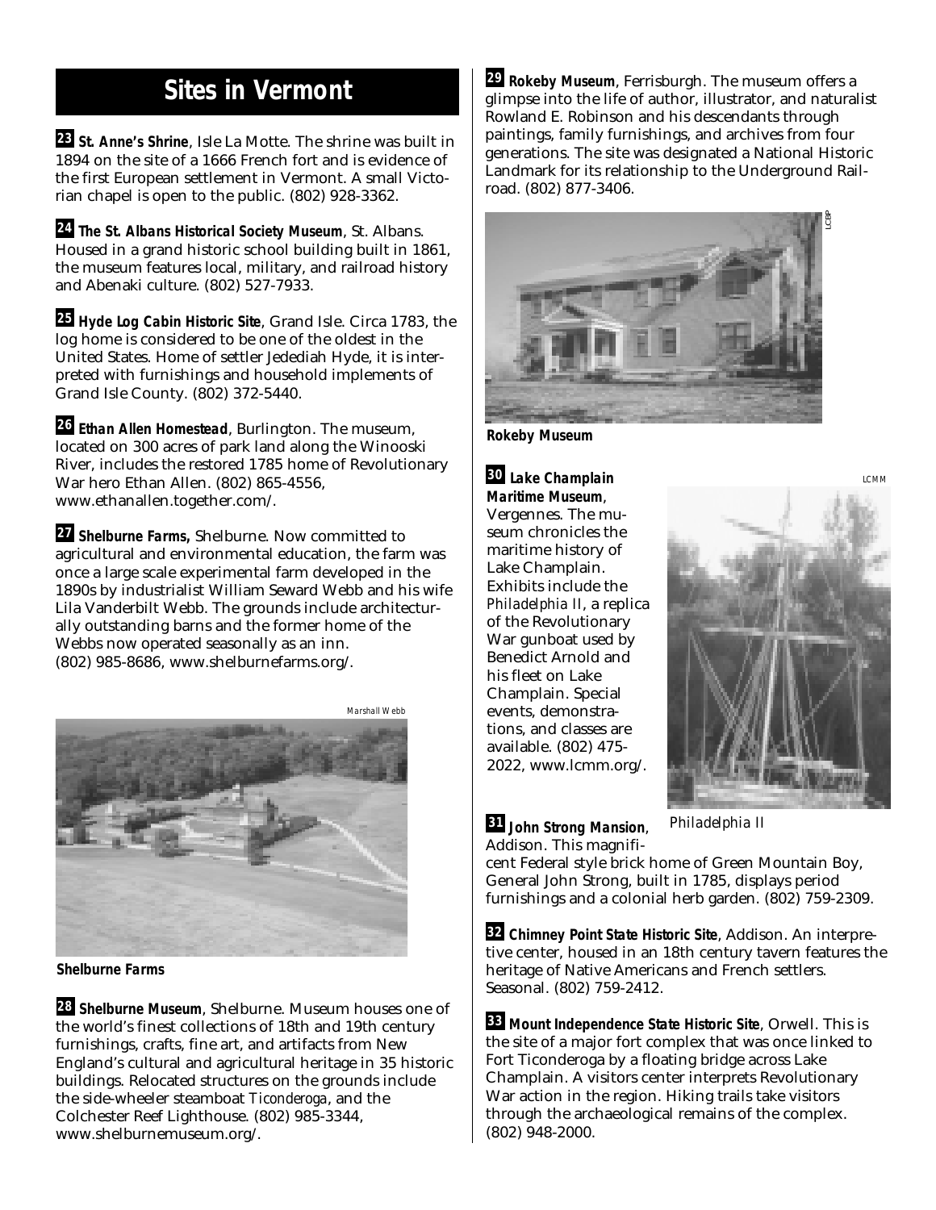## Sites in Vermont

**23 St. Anne's Shrine**, Isle La Motte. The shrine was built in 1894 on the site of a 1666 French fort and is evidence of the first European settlement in Vermont. A small Victorian chapel is open to the public. (802) 928-3362.

**24 The St. Albans Historical Society Museum**, St. Albans. Housed in a grand historic school building built in 1861, the museum features local, military, and railroad history and Abenaki culture. (802) 527-7933.

**25 Hyde Log Cabin Historic Site**, Grand Isle. Circa 1783, the log home is considered to be one of the oldest in the United States. Home of settler Jedediah Hyde, it is interpreted with furnishings and household implements of Grand Isle County. (802) 372-5440.

**26 Ethan Allen Homestead**, Burlington. The museum, located on 300 acres of park land along the Winooski River, includes the restored 1785 home of Revolutionary War hero Ethan Allen. (802) 865-4556, www.ethanallen.together.com/.

**27 Shelburne Farms,** Shelburne. Now committed to agricultural and environmental education, the farm was once a large scale experimental farm developed in the 1890s by industrialist William Seward Webb and his wife Lila Vanderbilt Webb. The grounds include architecturally outstanding barns and the former home of the Webbs now operated seasonally as an inn. (802) 985-8686, www.shelburnefarms.org/.

Marshall Webb

**Shelburne Farms**

**28 Shelburne Museum**, Shelburne. Museum houses one of the world's finest collections of 18th and 19th century furnishings, crafts, fine art, and artifacts from New England's cultural and agricultural heritage in 35 historic buildings. Relocated structures on the grounds include the side-wheeler steamboat *Ticonderoga*, and the Colchester Reef Lighthouse. (802) 985-3344, www.shelburnemuseum.org/.

**29 Rokeby Museum**, Ferrisburgh. The museum offers a glimpse into the life of author, illustrator, and naturalist Rowland E. Robinson and his descendants through paintings, family furnishings, and archives from four generations. The site was designated a National Historic Landmark for its relationship to the Underground Railroad. (802) 877-3406.

LCBP

**Rokeby Museum**

**30 Lake Champlain Maritime Museum**, Vergennes. The museum chronicles the maritime history of Lake Champlain. Exhibits include the *Philadelphia II*, a replica of the Revolutionary War gunboat used by Benedict Arnold and his fleet on Lake Champlain. Special events, demonstrations, and classes are available. (802) 475-2022, www.lcmm.org/.

LCMM

*Philadelphia II*

**31 John Strong Mansion**, Addison. This magnificent Federal style brick home of Green Mountain Boy, General John Strong, built in 1785, displays period furnishings and a colonial herb garden. (802) 759-2309.

**32 Chimney Point State Historic Site**, Addison. An interpretive center, housed in an 18th century tavern features the heritage of Native Americans and French settlers. Seasonal. (802) 759-2412.

**33 Mount Independence State Historic Site**, Orwell. This is the site of a major fort complex that was once linked to Fort Ticonderoga by a floating bridge across Lake Champlain. A visitors center interprets Revolutionary War action in the region. Hiking trails take visitors through the archaeological remains of the complex. (802) 948-2000.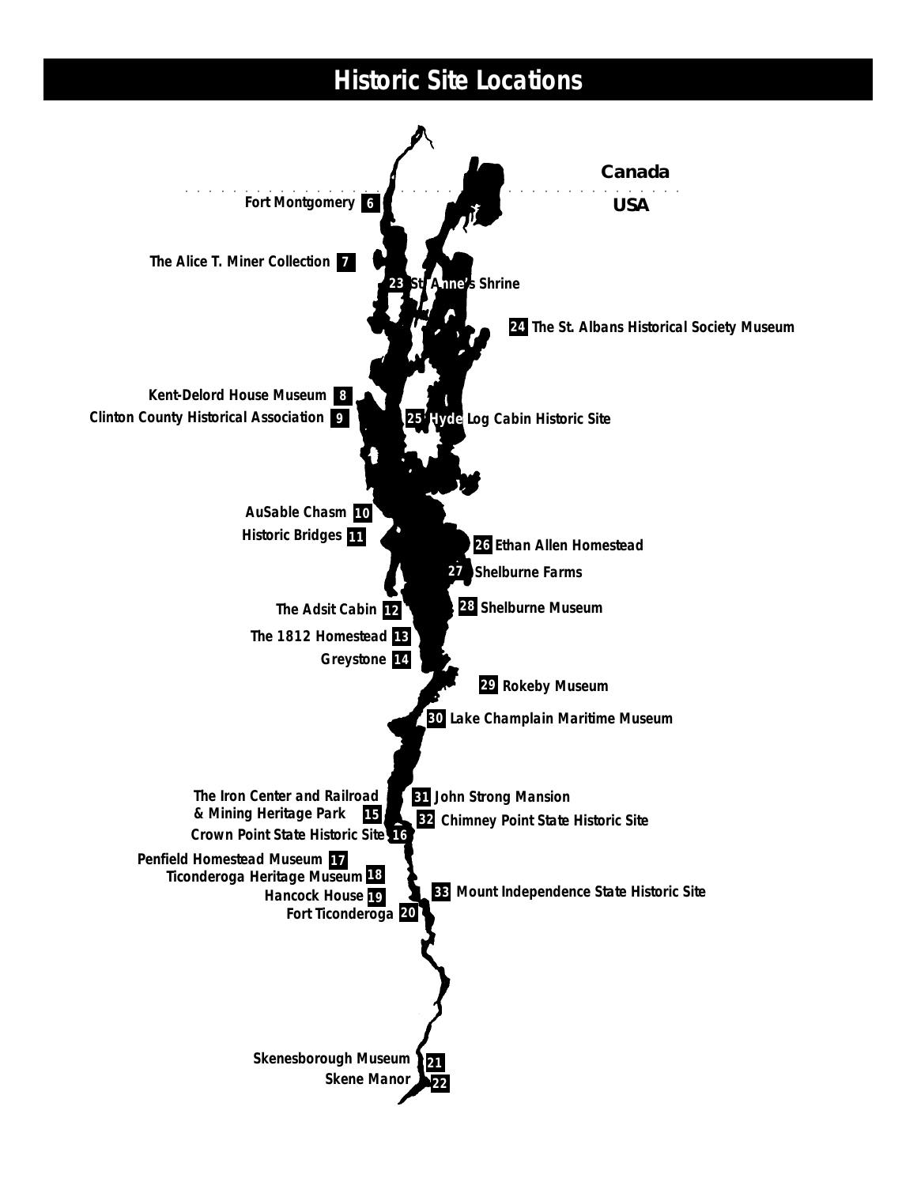# Historic Site Locations

Canada

USA

- 6 Fort Montgomery
- 7 The Alice T. Miner Collection
- 8 Kent-Delord House Museum
- 9 Clinton County Historical Association
- 10 AuSable Chasm
- 11 Historic Bridges
- 12 The Adsit Cabin
- 13 The 1812 Homestead
- 14 Greystone
- 15 The Iron Center and Railroad & Mining Heritage Park
- 16 Crown Point State Historic Site
- 17 Penfield Homestead Museum
- 18 Ticonderoga Heritage Museum
- 19 Hancock House
- 20 Fort Ticonderoga
- 21 Skenesborough Museum
- 22 Skene Manor
- 23 St. Anne's Shrine
- 24 The St. Albans Historical Society Museum
- 25 Hyde Log Cabin Historic Site
- 26 Ethan Allen Homestead
- 27 Shelburne Farms
- 28 Shelburne Museum
- 29 Rokeby Museum
- 30 Lake Champlain Maritime Museum
- 31 John Strong Mansion
- 32 Chimney Point State Historic Site
- 33 Mount Independence State Historic Site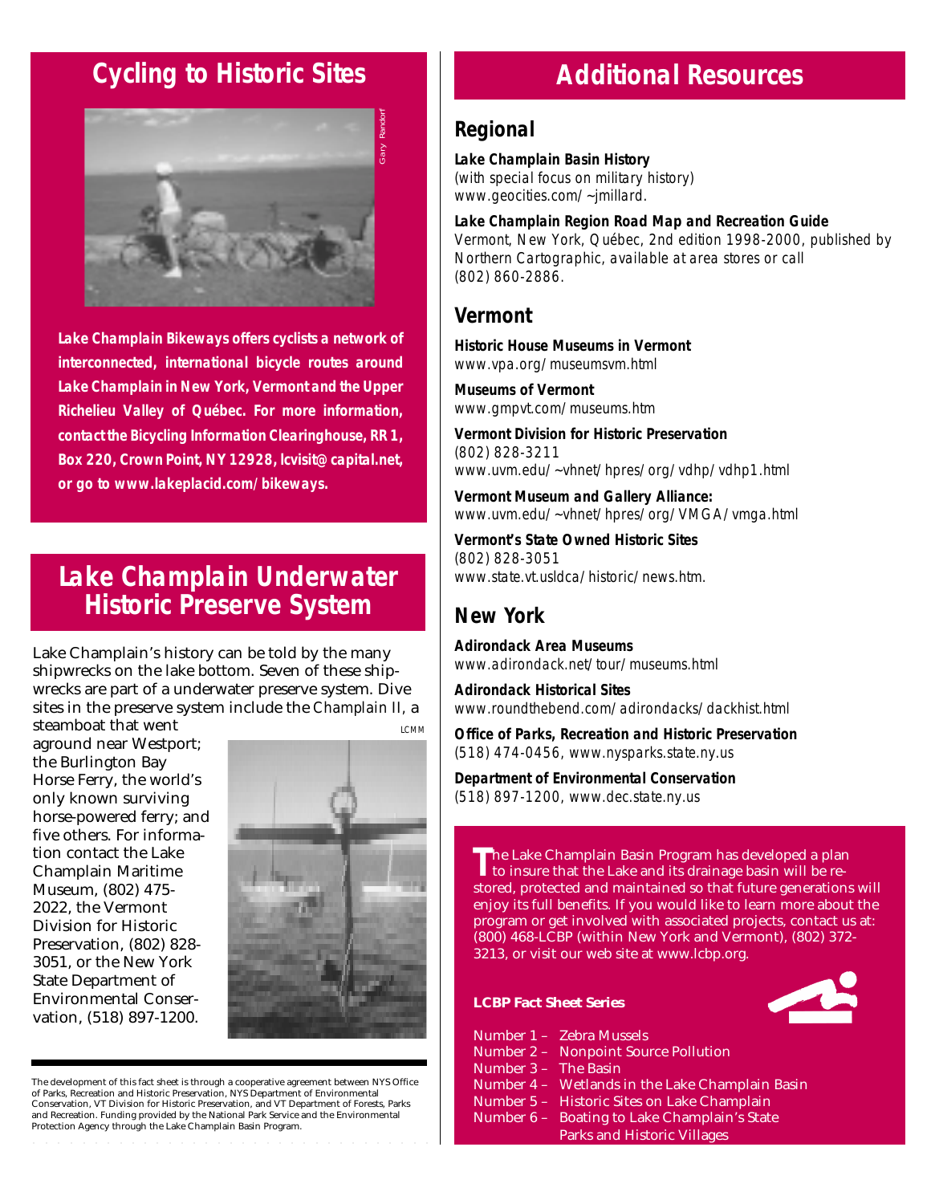## Cycling to Historic Sites

Gary Randorf

**Lake Champlain Bikeways offers cyclists a network of interconnected, international bicycle routes around Lake Champlain in New York, Vermont and the Upper Richelieu Valley of Québec. For more information, contact the Bicycling Information Clearinghouse, RR 1, Box 220, Crown Point, NY 12928, lcvisit@capital.net, or go to www.lakeplacid.com/bikeways.**

## Lake Champlain Underwater Historic Preserve System

Lake Champlain's history can be told by the many shipwrecks on the lake bottom. Seven of these shipwrecks are part of a underwater preserve system. Dive sites in the preserve system include the *Champlain II*, a steamboat that went aground near Westport; the Burlington Bay Horse Ferry, the world's only known surviving horse-powered ferry; and five others. For information contact the Lake Champlain Maritime Museum, (802) 475-2022, the Vermont Division for Historic Preservation, (802) 828-3051, or the New York State Department of Environmental Conservation, (518) 897-1200.

LCMM

The development of this fact sheet is through a cooperative agreement between NYS Office of Parks, Recreation and Historic Preservation, NYS Department of Environmental Conservation, VT Division for Historic Preservation, and VT Department of Forests, Parks and Recreation. Funding provided by the National Park Service and the Environmental Protection Agency through the Lake Champlain Basin Program.

## Additional Resources

### Regional

**Lake Champlain Basin History**
*(with special focus on military history)*
*www.geocities.com/~jmillard.*

**Lake Champlain Region Road Map and Recreation Guide**
*Vermont, New York, Québec, 2nd edition 1998-2000, published by Northern Cartographic, available at area stores or call (802) 860-2886.*

### Vermont

**Historic House Museums in Vermont**
*www.vpa.org/museumsvm.html*

**Museums of Vermont**
*www.gmpvt.com/museums.htm*

**Vermont Division for Historic Preservation**
*(802) 828-3211*
*www.uvm.edu/~vhnet/hpres/org/vdhp/vdhp1.html*

**Vermont Museum and Gallery Alliance:**
*www.uvm.edu/~vhnet/hpres/org/VMGA/vmga.html*

**Vermont's State Owned Historic Sites**
*(802) 828-3051*
*www.state.vt.usldca/historic/news.htm.*

### New York

**Adirondack Area Museums**
*www.adirondack.net/tour/museums.html*

**Adirondack Historical Sites**
*www.roundthebend.com/adirondacks/dackhist.html*

**Office of Parks, Recreation and Historic Preservation**
*(518) 474-0456, www.nysparks.state.ny.us*

**Department of Environmental Conservation**
*(518) 897-1200, www.dec.state.ny.us*

The Lake Champlain Basin Program has developed a plan to insure that the Lake and its drainage basin will be restored, protected and maintained so that future generations will enjoy its full benefits. If you would like to learn more about the program or get involved with associated projects, contact us at: (800) 468-LCBP (within New York and Vermont), (802) 372-3213, or visit our web site at www.lcbp.org.

**LCBP Fact Sheet Series**

- Number 1 – Zebra Mussels
- Number 2 – Nonpoint Source Pollution
- Number 3 – The Basin
- Number 4 – Wetlands in the Lake Champlain Basin
- Number 5 – Historic Sites on Lake Champlain
- Number 6 – Boating to Lake Champlain's State Parks and Historic Villages